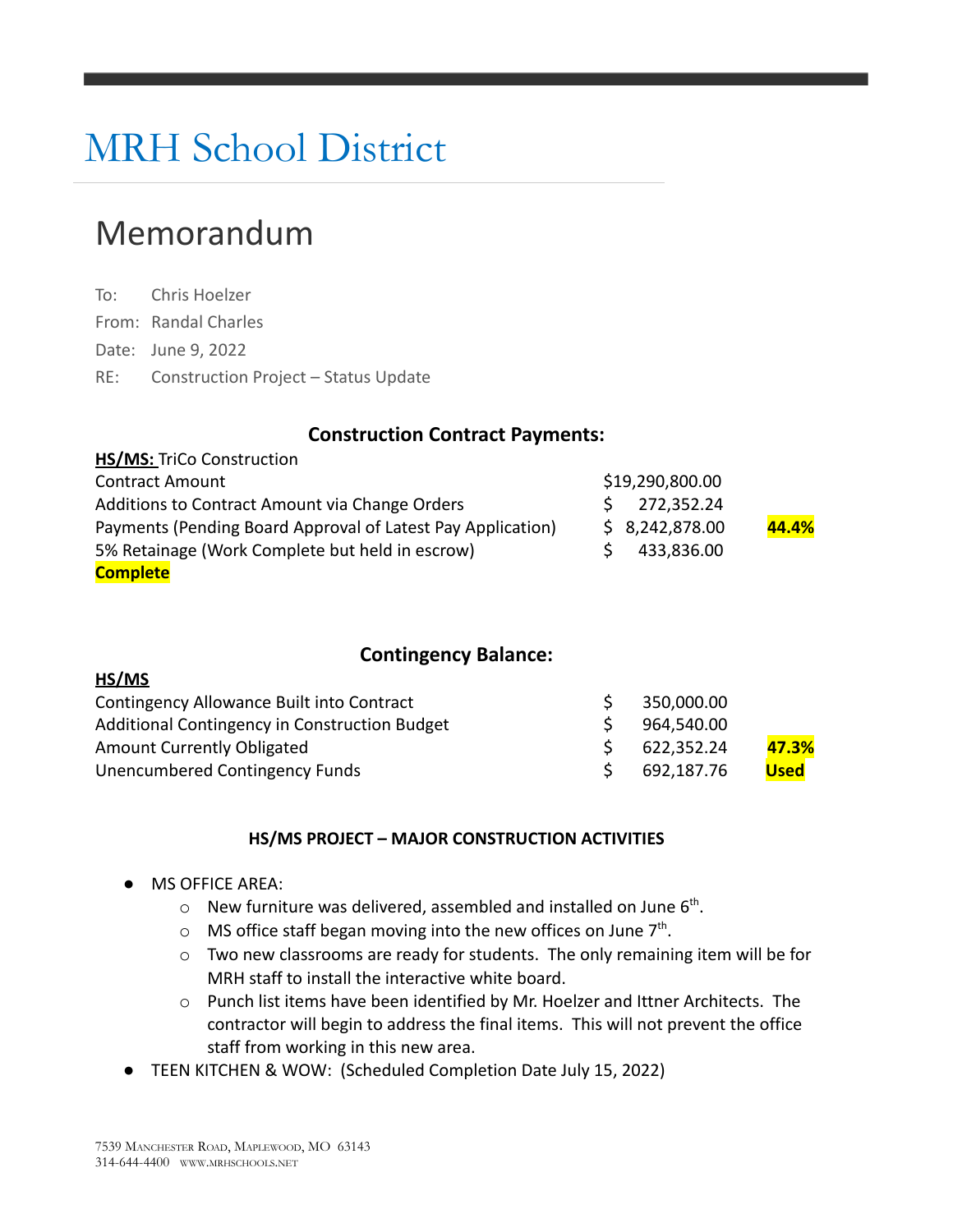# MRH School District

## Memorandum

To: Chris Hoelzer

From: Randal Charles

Date: June 9, 2022

RE: Construction Project – Status Update

### Construction Contract Payments:

**HS/MS:** TriCo Construction

| | | |
|---|---|---|
| Contract Amount | $19,290,800.00 | |
| Additions to Contract Amount via Change Orders | $ 272,352.24 | |
| Payments (Pending Board Approval of Latest Pay Application) | $ 8,242,878.00 | **44.4%** |
| 5% Retainage (Work Complete but held in escrow) | $ 433,836.00 | |

**Complete**

### Contingency Balance:

**HS/MS**

| | | |
|---|---|---|
| Contingency Allowance Built into Contract | $ 350,000.00 | |
| Additional Contingency in Construction Budget | $ 964,540.00 | |
| Amount Currently Obligated | $ 622,352.24 | **47.3%** |
| Unencumbered Contingency Funds | $ 692,187.76 | **Used** |

**HS/MS PROJECT – MAJOR CONSTRUCTION ACTIVITIES**

- MS OFFICE AREA:
  - New furniture was delivered, assembled and installed on June 6th.
  - MS office staff began moving into the new offices on June 7th.
  - Two new classrooms are ready for students. The only remaining item will be for MRH staff to install the interactive white board.
  - Punch list items have been identified by Mr. Hoelzer and Ittner Architects. The contractor will begin to address the final items. This will not prevent the office staff from working in this new area.
- TEEN KITCHEN & WOW: (Scheduled Completion Date July 15, 2022)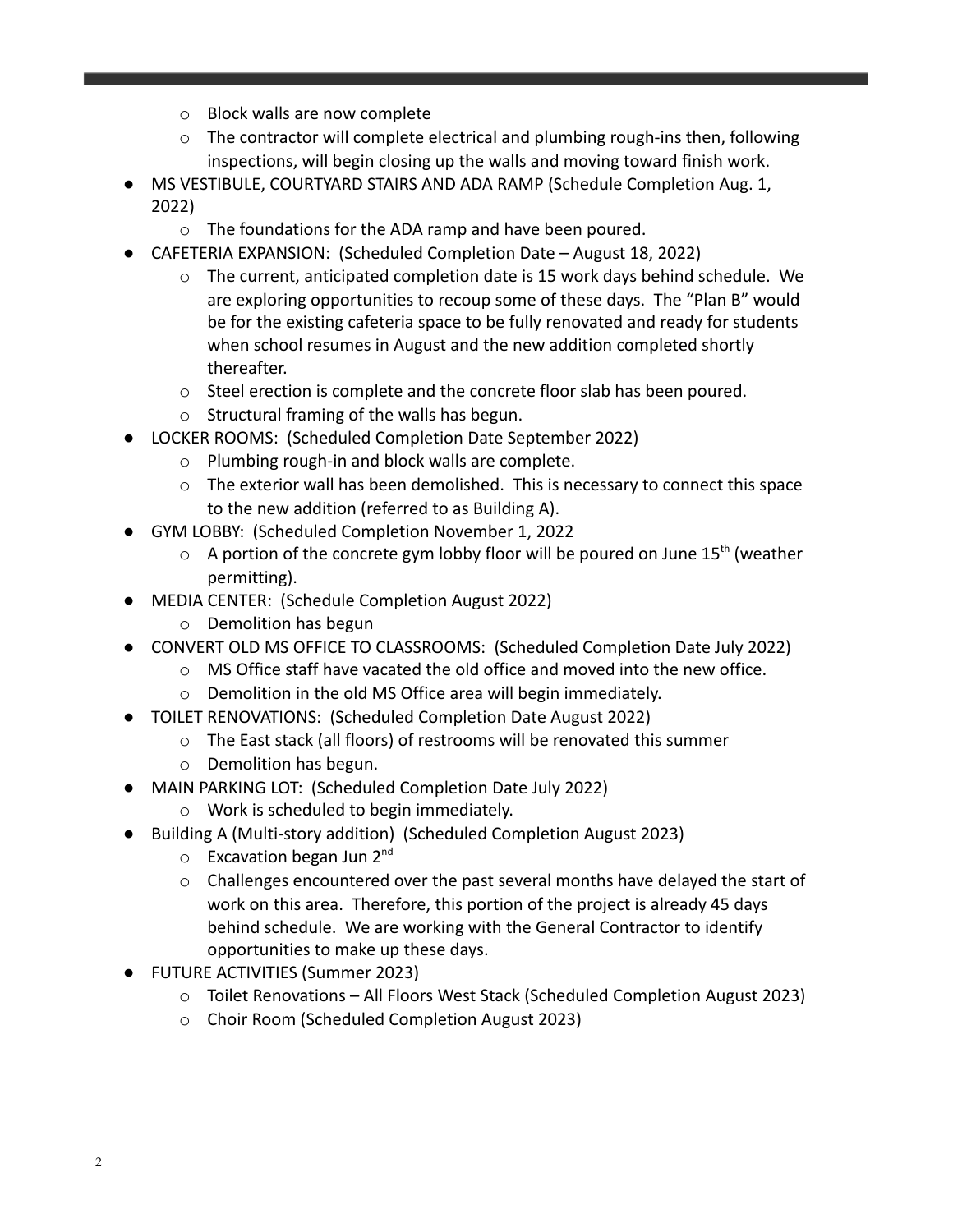- Block walls are now complete
  - The contractor will complete electrical and plumbing rough-ins then, following inspections, will begin closing up the walls and moving toward finish work.
- MS VESTIBULE, COURTYARD STAIRS AND ADA RAMP (Schedule Completion Aug. 1, 2022)
  - The foundations for the ADA ramp and have been poured.
- CAFETERIA EXPANSION: (Scheduled Completion Date – August 18, 2022)
  - The current, anticipated completion date is 15 work days behind schedule. We are exploring opportunities to recoup some of these days. The "Plan B" would be for the existing cafeteria space to be fully renovated and ready for students when school resumes in August and the new addition completed shortly thereafter.
  - Steel erection is complete and the concrete floor slab has been poured.
  - Structural framing of the walls has begun.
- LOCKER ROOMS: (Scheduled Completion Date September 2022)
  - Plumbing rough-in and block walls are complete.
  - The exterior wall has been demolished. This is necessary to connect this space to the new addition (referred to as Building A).
- GYM LOBBY: (Scheduled Completion November 1, 2022
  - A portion of the concrete gym lobby floor will be poured on June 15th (weather permitting).
- MEDIA CENTER: (Schedule Completion August 2022)
  - Demolition has begun
- CONVERT OLD MS OFFICE TO CLASSROOMS: (Scheduled Completion Date July 2022)
  - MS Office staff have vacated the old office and moved into the new office.
  - Demolition in the old MS Office area will begin immediately.
- TOILET RENOVATIONS: (Scheduled Completion Date August 2022)
  - The East stack (all floors) of restrooms will be renovated this summer
  - Demolition has begun.
- MAIN PARKING LOT: (Scheduled Completion Date July 2022)
  - Work is scheduled to begin immediately.
- Building A (Multi-story addition) (Scheduled Completion August 2023)
  - Excavation began Jun 2nd
  - Challenges encountered over the past several months have delayed the start of work on this area. Therefore, this portion of the project is already 45 days behind schedule. We are working with the General Contractor to identify opportunities to make up these days.
- FUTURE ACTIVITIES (Summer 2023)
  - Toilet Renovations – All Floors West Stack (Scheduled Completion August 2023)
  - Choir Room (Scheduled Completion August 2023)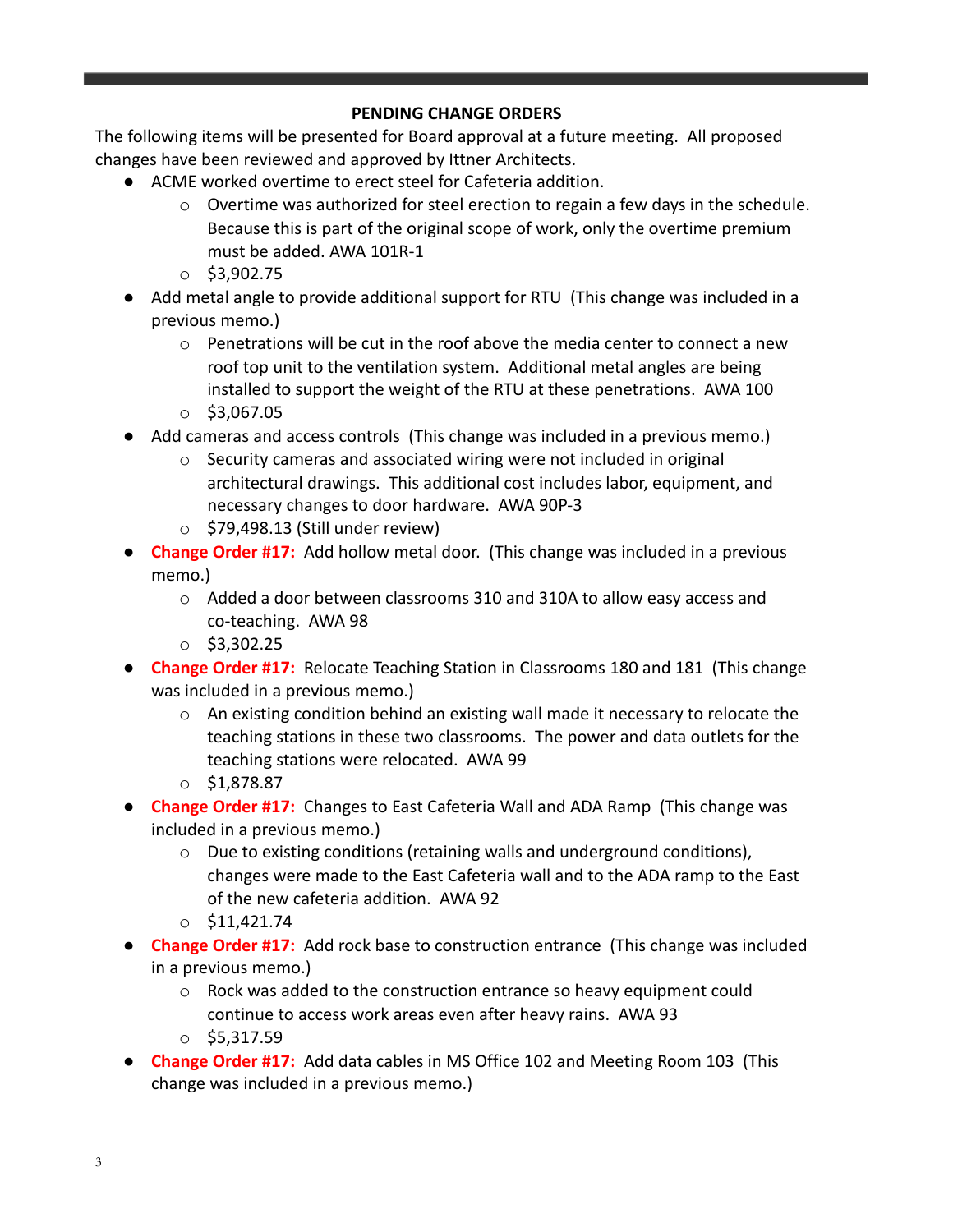**PENDING CHANGE ORDERS**

The following items will be presented for Board approval at a future meeting. All proposed changes have been reviewed and approved by Ittner Architects.

- ACME worked overtime to erect steel for Cafeteria addition.
  - Overtime was authorized for steel erection to regain a few days in the schedule. Because this is part of the original scope of work, only the overtime premium must be added. AWA 101R-1
  - $3,902.75
- Add metal angle to provide additional support for RTU (This change was included in a previous memo.)
  - Penetrations will be cut in the roof above the media center to connect a new roof top unit to the ventilation system. Additional metal angles are being installed to support the weight of the RTU at these penetrations. AWA 100
  - $3,067.05
- Add cameras and access controls (This change was included in a previous memo.)
  - Security cameras and associated wiring were not included in original architectural drawings. This additional cost includes labor, equipment, and necessary changes to door hardware. AWA 90P-3
  - $79,498.13 (Still under review)
- **Change Order #17:** Add hollow metal door. (This change was included in a previous memo.)
  - Added a door between classrooms 310 and 310A to allow easy access and co-teaching. AWA 98
  - $3,302.25
- **Change Order #17:** Relocate Teaching Station in Classrooms 180 and 181 (This change was included in a previous memo.)
  - An existing condition behind an existing wall made it necessary to relocate the teaching stations in these two classrooms. The power and data outlets for the teaching stations were relocated. AWA 99
  - $1,878.87
- **Change Order #17:** Changes to East Cafeteria Wall and ADA Ramp (This change was included in a previous memo.)
  - Due to existing conditions (retaining walls and underground conditions), changes were made to the East Cafeteria wall and to the ADA ramp to the East of the new cafeteria addition. AWA 92
  - $11,421.74
- **Change Order #17:** Add rock base to construction entrance (This change was included in a previous memo.)
  - Rock was added to the construction entrance so heavy equipment could continue to access work areas even after heavy rains. AWA 93
  - $5,317.59
- **Change Order #17:** Add data cables in MS Office 102 and Meeting Room 103 (This change was included in a previous memo.)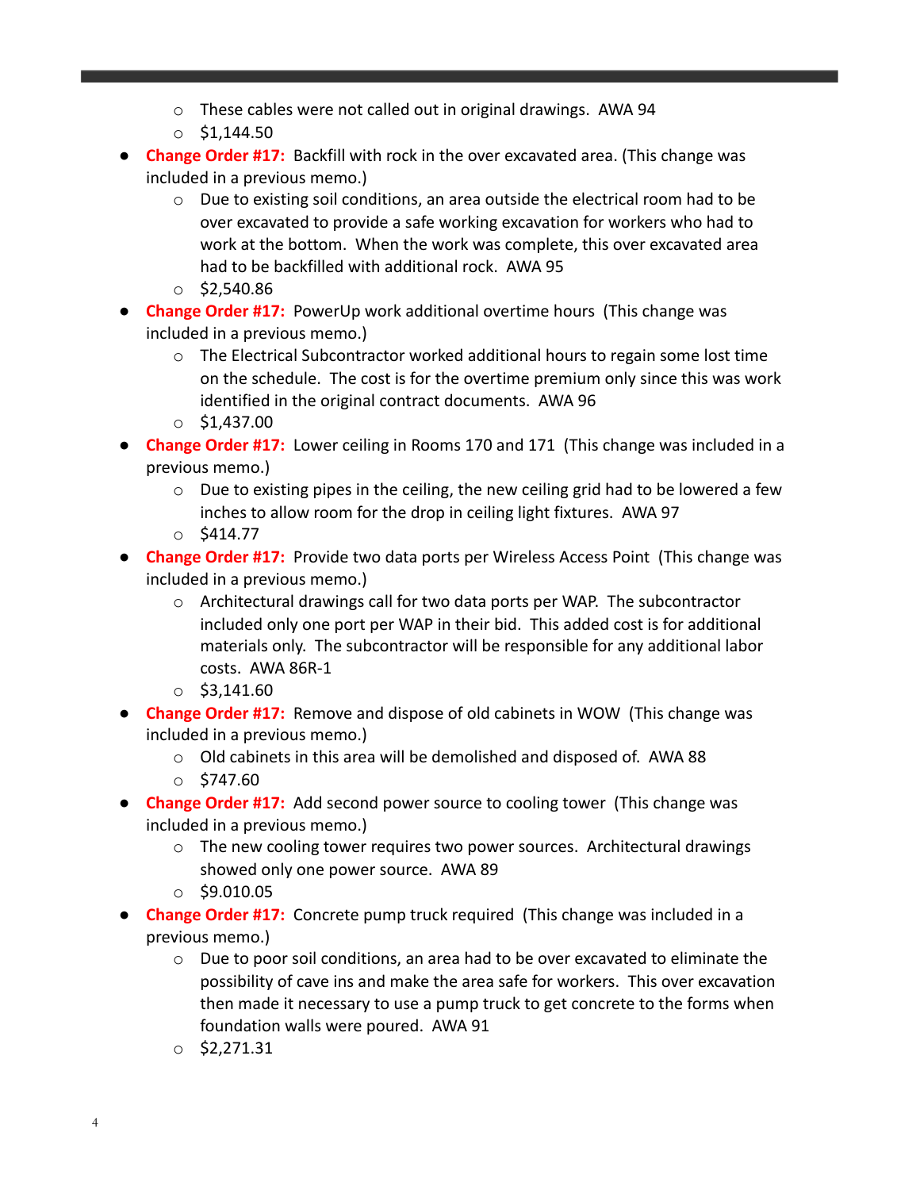- These cables were not called out in original drawings.  AWA 94
  - $1,144.50
- **Change Order #17:** Backfill with rock in the over excavated area. (This change was included in a previous memo.)
  - Due to existing soil conditions, an area outside the electrical room had to be over excavated to provide a safe working excavation for workers who had to work at the bottom.  When the work was complete, this over excavated area had to be backfilled with additional rock.  AWA 95
  - $2,540.86
- **Change Order #17:** PowerUp work additional overtime hours  (This change was included in a previous memo.)
  - The Electrical Subcontractor worked additional hours to regain some lost time on the schedule.  The cost is for the overtime premium only since this was work identified in the original contract documents.  AWA 96
  - $1,437.00
- **Change Order #17:** Lower ceiling in Rooms 170 and 171  (This change was included in a previous memo.)
  - Due to existing pipes in the ceiling, the new ceiling grid had to be lowered a few inches to allow room for the drop in ceiling light fixtures.  AWA 97
  - $414.77
- **Change Order #17:** Provide two data ports per Wireless Access Point  (This change was included in a previous memo.)
  - Architectural drawings call for two data ports per WAP.  The subcontractor included only one port per WAP in their bid.  This added cost is for additional materials only.  The subcontractor will be responsible for any additional labor costs.  AWA 86R-1
  - $3,141.60
- **Change Order #17:** Remove and dispose of old cabinets in WOW  (This change was included in a previous memo.)
  - Old cabinets in this area will be demolished and disposed of.  AWA 88
  - $747.60
- **Change Order #17:** Add second power source to cooling tower  (This change was included in a previous memo.)
  - The new cooling tower requires two power sources.  Architectural drawings showed only one power source.  AWA 89
  - $9.010.05
- **Change Order #17:** Concrete pump truck required  (This change was included in a previous memo.)
  - Due to poor soil conditions, an area had to be over excavated to eliminate the possibility of cave ins and make the area safe for workers.  This over excavation then made it necessary to use a pump truck to get concrete to the forms when foundation walls were poured.  AWA 91
  - $2,271.31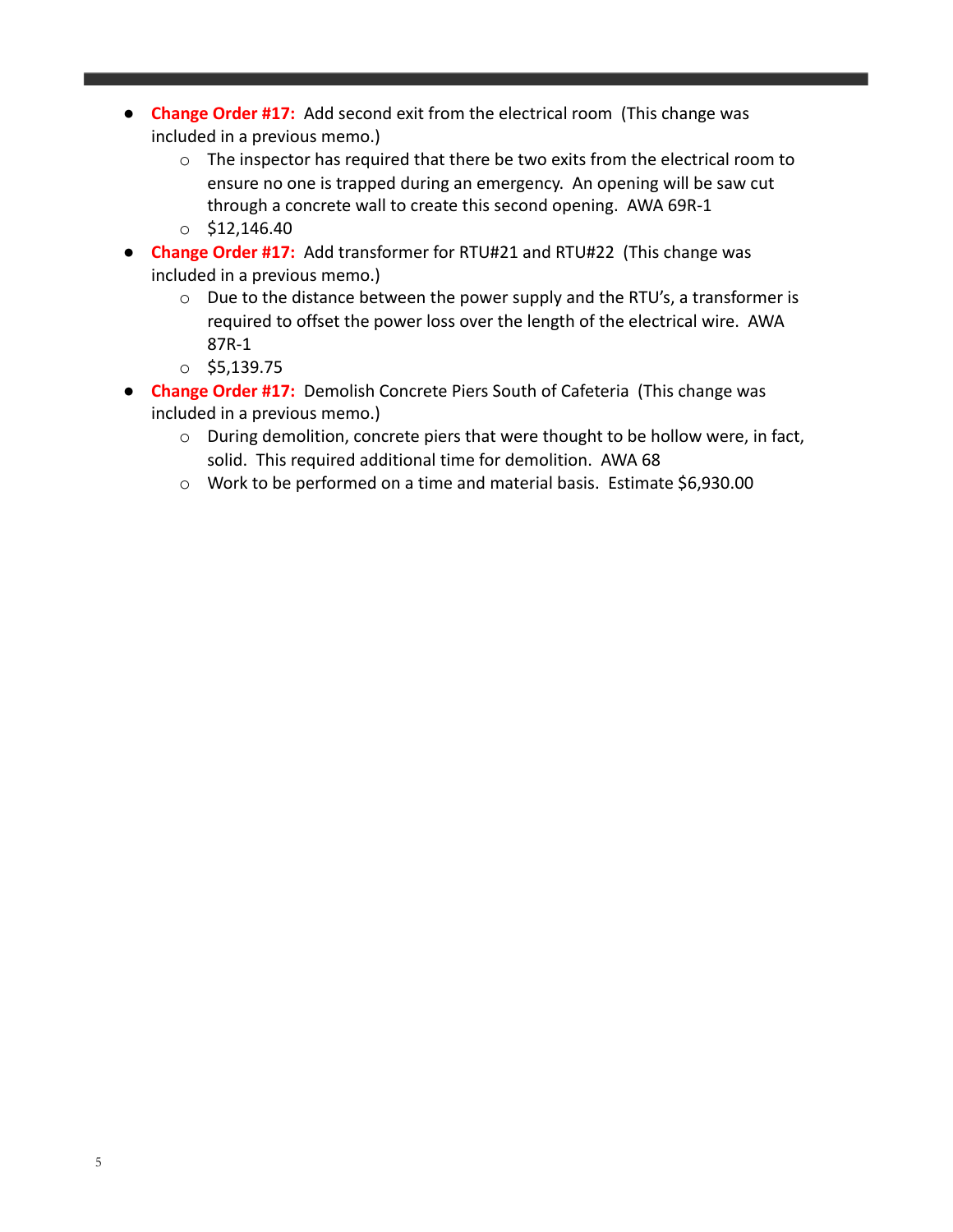- **Change Order #17:** Add second exit from the electrical room (This change was included in a previous memo.)
  - The inspector has required that there be two exits from the electrical room to ensure no one is trapped during an emergency. An opening will be saw cut through a concrete wall to create this second opening. AWA 69R-1
  - $12,146.40
- **Change Order #17:** Add transformer for RTU#21 and RTU#22 (This change was included in a previous memo.)
  - Due to the distance between the power supply and the RTU's, a transformer is required to offset the power loss over the length of the electrical wire. AWA 87R-1
  - $5,139.75
- **Change Order #17:** Demolish Concrete Piers South of Cafeteria (This change was included in a previous memo.)
  - During demolition, concrete piers that were thought to be hollow were, in fact, solid. This required additional time for demolition. AWA 68
  - Work to be performed on a time and material basis. Estimate $6,930.00